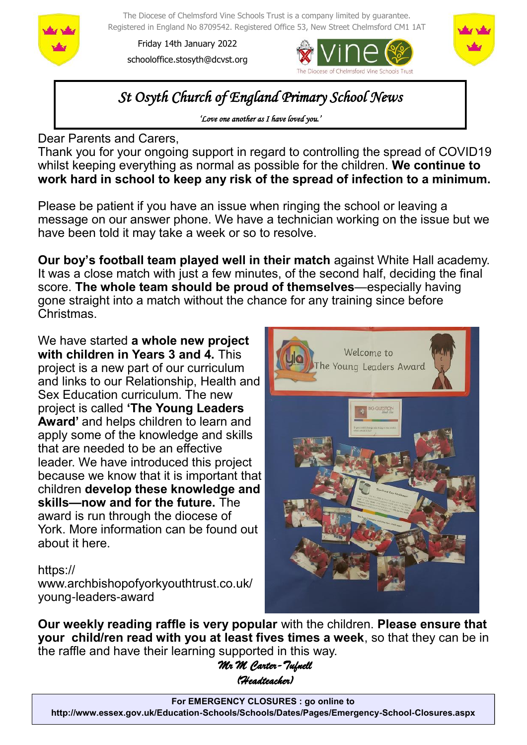The Diocese of Chelmsford Vine Schools Trust is a company limited by guarantee. Registered in England No 8709542. Registered Office 53, New Street Chelmsford CM1 1AT

Friday 14th January 2022

schooloffice.stosyth@dcvst.org

# *St Osyth Church of England Primary School News*

*'Love one another as I have loved you.'*

Dear Parents and Carers,

Thank you for your ongoing support in regard to controlling the spread of COVID19 whilst keeping everything as normal as possible for the children. **We continue to work hard in school to keep any risk of the spread of infection to a minimum.**

Please be patient if you have an issue when ringing the school or leaving a message on our answer phone. We have a technician working on the issue but we have been told it may take a week or so to resolve.

**Our boy's football team played well in their match** against White Hall academy. It was a close match with just a few minutes, of the second half, deciding the final score. **The whole team should be proud of themselves**—especially having gone straight into a match without the chance for any training since before Christmas.

We have started **a whole new project with children in Years 3 and 4.** This project is a new part of our curriculum and links to our Relationship, Health and Sex Education curriculum. The new project is called **'The Young Leaders Award'** and helps children to learn and apply some of the knowledge and skills that are needed to be an effective leader. We have introduced this project because we know that it is important that children **develop these knowledge and skills—now and for the future.** The award is run through the diocese of York. More information can be found out about it here.

https://www.archbishopofyorkyouthtrust.co.uk/young-leaders-award

**Our weekly reading raffle is very popular** with the children. **Please ensure that your child/ren read with you at least fives times a week**, so that they can be in the raffle and have their learning supported in this way.

*Mr M Carter-Tufnell*

*(Headteacher)*

**For EMERGENCY CLOSURES : go online to http://www.essex.gov.uk/Education-Schools/Schools/Dates/Pages/Emergency-School-Closures.aspx**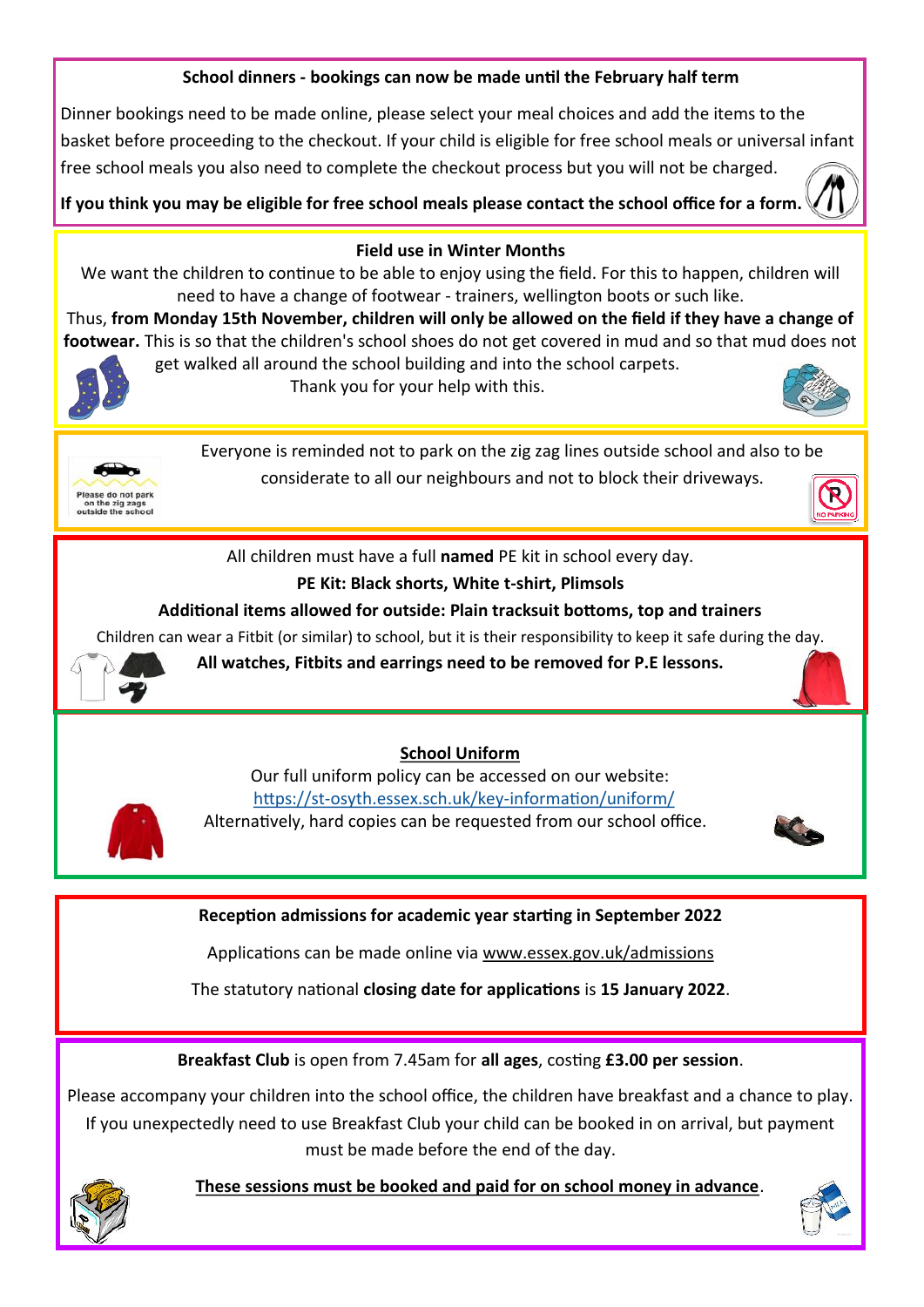**School dinners - bookings can now be made until the February half term**

Dinner bookings need to be made online, please select your meal choices and add the items to the basket before proceeding to the checkout. If your child is eligible for free school meals or universal infant free school meals you also need to complete the checkout process but you will not be charged.

**If you think you may be eligible for free school meals please contact the school office for a form.**

**Field use in Winter Months**

We want the children to continue to be able to enjoy using the field. For this to happen, children will need to have a change of footwear - trainers, wellington boots or such like.

Thus, **from Monday 15th November, children will only be allowed on the field if they have a change of footwear.** This is so that the children's school shoes do not get covered in mud and so that mud does not get walked all around the school building and into the school carpets.

Thank you for your help with this.

Please do not park on the zig zags outside the school

Everyone is reminded not to park on the zig zag lines outside school and also to be considerate to all our neighbours and not to block their driveways.

NO PARKING

All children must have a full **named** PE kit in school every day.

**PE Kit: Black shorts, White t-shirt, Plimsols**

**Additional items allowed for outside: Plain tracksuit bottoms, top and trainers**

Children can wear a Fitbit (or similar) to school, but it is their responsibility to keep it safe during the day.

**All watches, Fitbits and earrings need to be removed for P.E lessons.**

**School Uniform**

Our full uniform policy can be accessed on our website:
https://st-osyth.essex.sch.uk/key-information/uniform/
Alternatively, hard copies can be requested from our school office.

**Reception admissions for academic year starting in September 2022**

Applications can be made online via www.essex.gov.uk/admissions

The statutory national **closing date for applications** is **15 January 2022**.

**Breakfast Club** is open from 7.45am for **all ages**, costing **£3.00 per session**.

Please accompany your children into the school office, the children have breakfast and a chance to play. If you unexpectedly need to use Breakfast Club your child can be booked in on arrival, but payment must be made before the end of the day.

**These sessions must be booked and paid for on school money in advance**.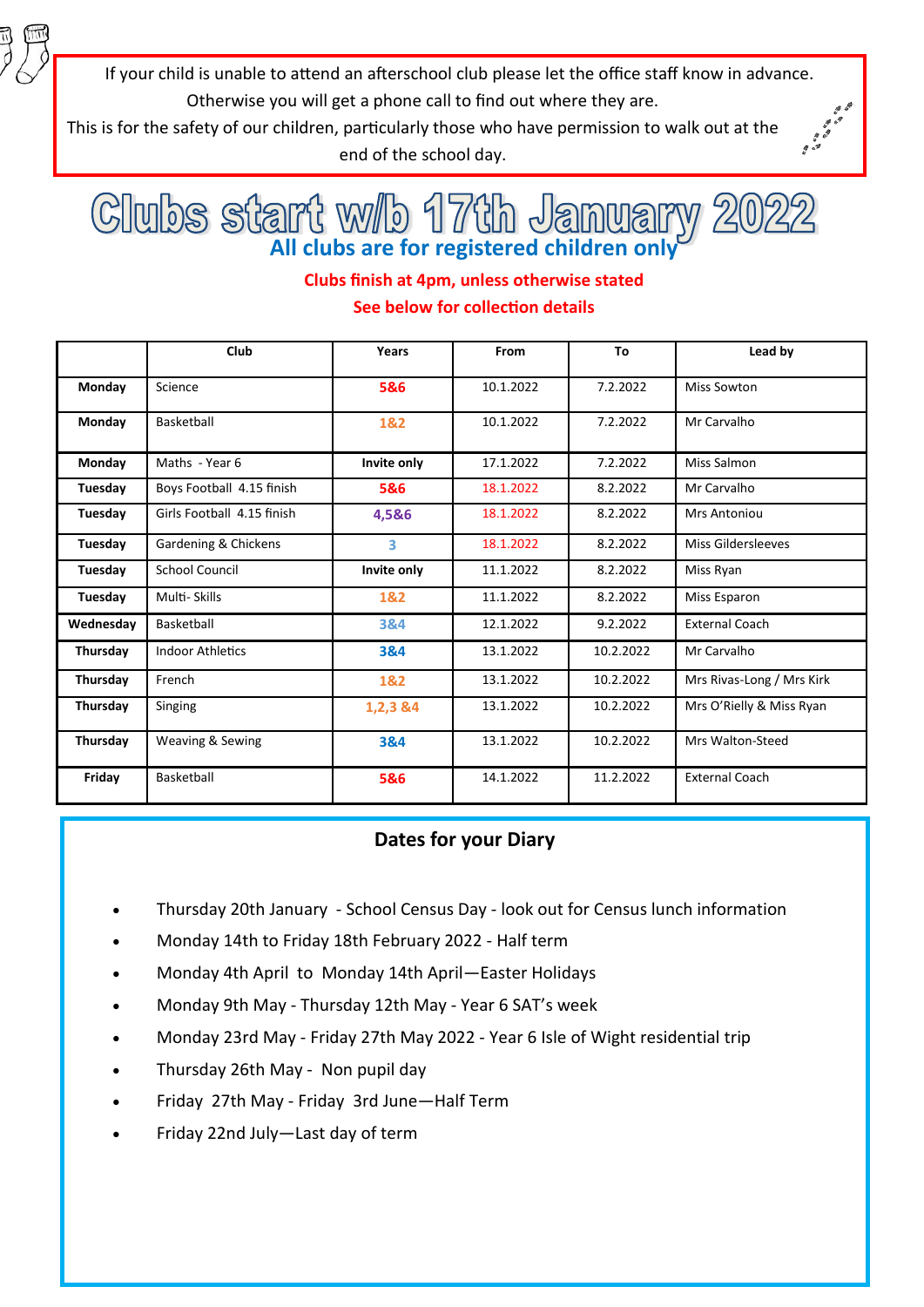If your child is unable to attend an afterschool club please let the office staff know in advance. Otherwise you will get a phone call to find out where they are. This is for the safety of our children, particularly those who have permission to walk out at the end of the school day.

# Clubs start w/b 17th January 2022

**All clubs are for registered children only**

**Clubs finish at 4pm, unless otherwise stated**

**See below for collection details**

| | Club | Years | From | To | Lead by |
|---|---|---|---|---|---|
| **Monday** | Science | **5&6** | 10.1.2022 | 7.2.2022 | Miss Sowton |
| **Monday** | Basketball | **1&2** | 10.1.2022 | 7.2.2022 | Mr Carvalho |
| **Monday** | Maths - Year 6 | **Invite only** | 17.1.2022 | 7.2.2022 | Miss Salmon |
| **Tuesday** | Boys Football 4.15 finish | **5&6** | 18.1.2022 | 8.2.2022 | Mr Carvalho |
| **Tuesday** | Girls Football 4.15 finish | **4,5&6** | 18.1.2022 | 8.2.2022 | Mrs Antoniou |
| **Tuesday** | Gardening & Chickens | **3** | 18.1.2022 | 8.2.2022 | Miss Gildersleeves |
| **Tuesday** | School Council | **Invite only** | 11.1.2022 | 8.2.2022 | Miss Ryan |
| **Tuesday** | Multi- Skills | **1&2** | 11.1.2022 | 8.2.2022 | Miss Esparon |
| **Wednesday** | Basketball | **3&4** | 12.1.2022 | 9.2.2022 | External Coach |
| **Thursday** | Indoor Athletics | **3&4** | 13.1.2022 | 10.2.2022 | Mr Carvalho |
| **Thursday** | French | **1&2** | 13.1.2022 | 10.2.2022 | Mrs Rivas-Long / Mrs Kirk |
| **Thursday** | Singing | **1,2,3 &4** | 13.1.2022 | 10.2.2022 | Mrs O'Rielly & Miss Ryan |
| **Thursday** | Weaving & Sewing | **3&4** | 13.1.2022 | 10.2.2022 | Mrs Walton-Steed |
| **Friday** | Basketball | **5&6** | 14.1.2022 | 11.2.2022 | External Coach |

## Dates for your Diary

- Thursday 20th January - School Census Day - look out for Census lunch information
- Monday 14th to Friday 18th February 2022 - Half term
- Monday 4th April to Monday 14th April—Easter Holidays
- Monday 9th May - Thursday 12th May - Year 6 SAT's week
- Monday 23rd May - Friday 27th May 2022 - Year 6 Isle of Wight residential trip
- Thursday 26th May - Non pupil day
- Friday 27th May - Friday 3rd June—Half Term
- Friday 22nd July—Last day of term